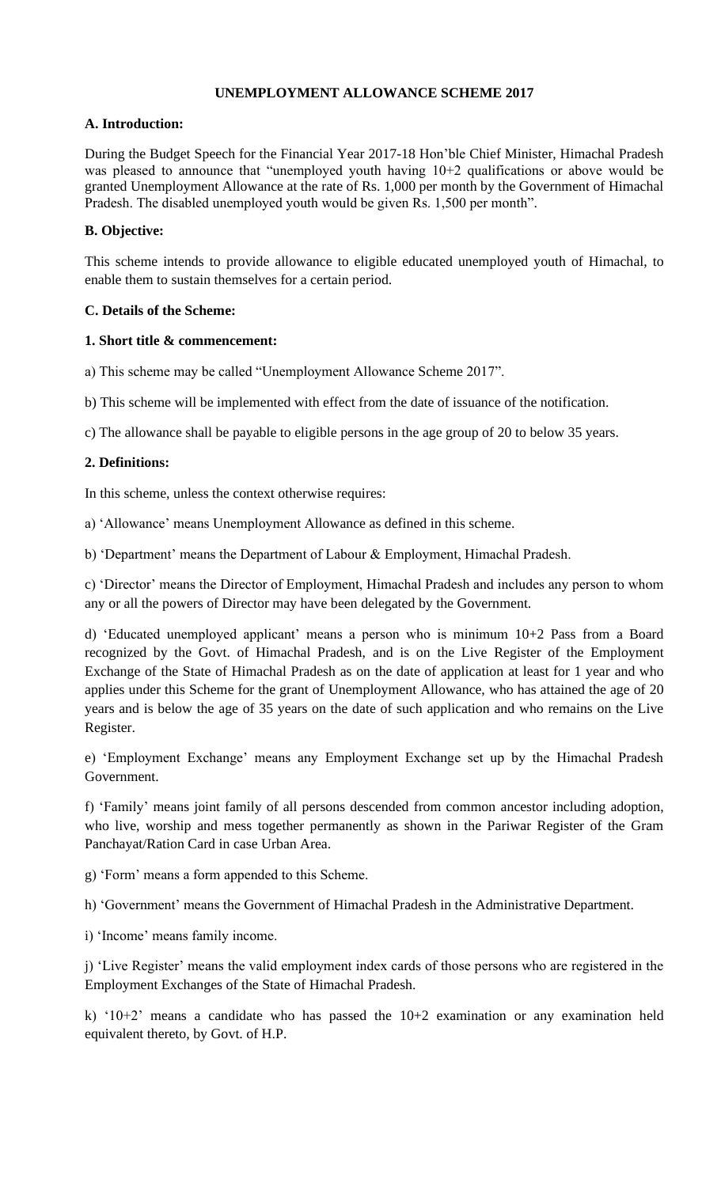# UNEMPLOYMENT ALLOWANCE SCHEME 2017

## A. Introduction:

During the Budget Speech for the Financial Year 2017-18 Hon'ble Chief Minister, Himachal Pradesh was pleased to announce that "unemployed youth having 10+2 qualifications or above would be granted Unemployment Allowance at the rate of Rs. 1,000 per month by the Government of Himachal Pradesh. The disabled unemployed youth would be given Rs. 1,500 per month".

## B. Objective:

This scheme intends to provide allowance to eligible educated unemployed youth of Himachal, to enable them to sustain themselves for a certain period.

## C. Details of the Scheme:

### 1. Short title & commencement:

a) This scheme may be called "Unemployment Allowance Scheme 2017".

b) This scheme will be implemented with effect from the date of issuance of the notification.

c) The allowance shall be payable to eligible persons in the age group of 20 to below 35 years.

### 2. Definitions:

In this scheme, unless the context otherwise requires:

a) 'Allowance' means Unemployment Allowance as defined in this scheme.

b) 'Department' means the Department of Labour & Employment, Himachal Pradesh.

c) 'Director' means the Director of Employment, Himachal Pradesh and includes any person to whom any or all the powers of Director may have been delegated by the Government.

d) 'Educated unemployed applicant' means a person who is minimum 10+2 Pass from a Board recognized by the Govt. of Himachal Pradesh, and is on the Live Register of the Employment Exchange of the State of Himachal Pradesh as on the date of application at least for 1 year and who applies under this Scheme for the grant of Unemployment Allowance, who has attained the age of 20 years and is below the age of 35 years on the date of such application and who remains on the Live Register.

e) 'Employment Exchange' means any Employment Exchange set up by the Himachal Pradesh Government.

f) 'Family' means joint family of all persons descended from common ancestor including adoption, who live, worship and mess together permanently as shown in the Pariwar Register of the Gram Panchayat/Ration Card in case Urban Area.

g) 'Form' means a form appended to this Scheme.

h) 'Government' means the Government of Himachal Pradesh in the Administrative Department.

i) 'Income' means family income.

j) 'Live Register' means the valid employment index cards of those persons who are registered in the Employment Exchanges of the State of Himachal Pradesh.

k) '10+2' means a candidate who has passed the 10+2 examination or any examination held equivalent thereto, by Govt. of H.P.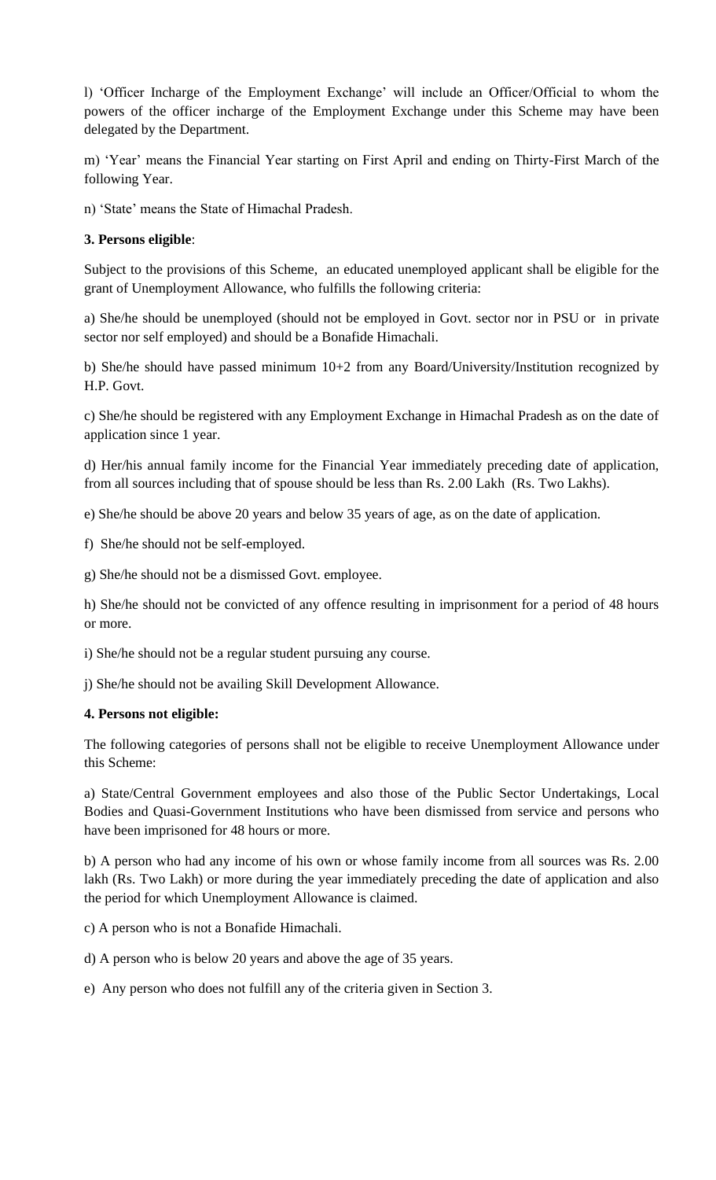l) 'Officer Incharge of the Employment Exchange' will include an Officer/Official to whom the powers of the officer incharge of the Employment Exchange under this Scheme may have been delegated by the Department.

m) 'Year' means the Financial Year starting on First April and ending on Thirty-First March of the following Year.

n) 'State' means the State of Himachal Pradesh.

**3. Persons eligible**:

Subject to the provisions of this Scheme, an educated unemployed applicant shall be eligible for the grant of Unemployment Allowance, who fulfills the following criteria:

a) She/he should be unemployed (should not be employed in Govt. sector nor in PSU or in private sector nor self employed) and should be a Bonafide Himachali.

b) She/he should have passed minimum 10+2 from any Board/University/Institution recognized by H.P. Govt.

c) She/he should be registered with any Employment Exchange in Himachal Pradesh as on the date of application since 1 year.

d) Her/his annual family income for the Financial Year immediately preceding date of application, from all sources including that of spouse should be less than Rs. 2.00 Lakh (Rs. Two Lakhs).

e) She/he should be above 20 years and below 35 years of age, as on the date of application.

f) She/he should not be self-employed.

g) She/he should not be a dismissed Govt. employee.

h) She/he should not be convicted of any offence resulting in imprisonment for a period of 48 hours or more.

i) She/he should not be a regular student pursuing any course.

j) She/he should not be availing Skill Development Allowance.

**4. Persons not eligible:**

The following categories of persons shall not be eligible to receive Unemployment Allowance under this Scheme:

a) State/Central Government employees and also those of the Public Sector Undertakings, Local Bodies and Quasi-Government Institutions who have been dismissed from service and persons who have been imprisoned for 48 hours or more.

b) A person who had any income of his own or whose family income from all sources was Rs. 2.00 lakh (Rs. Two Lakh) or more during the year immediately preceding the date of application and also the period for which Unemployment Allowance is claimed.

c) A person who is not a Bonafide Himachali.

d) A person who is below 20 years and above the age of 35 years.

e) Any person who does not fulfill any of the criteria given in Section 3.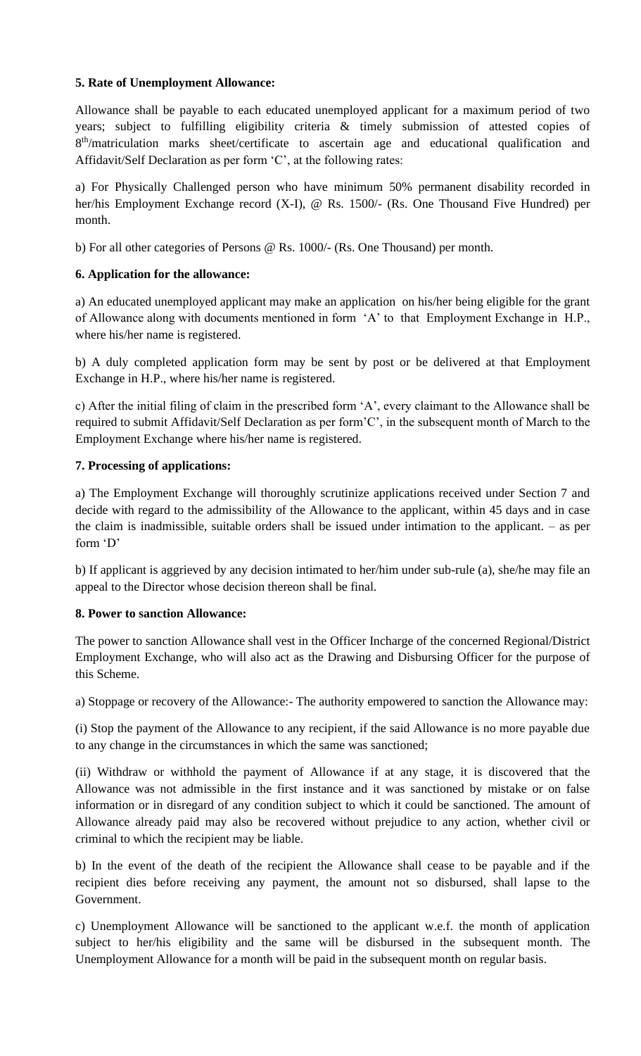**5. Rate of Unemployment Allowance:**

Allowance shall be payable to each educated unemployed applicant for a maximum period of two years; subject to fulfilling eligibility criteria & timely submission of attested copies of 8th/matriculation marks sheet/certificate to ascertain age and educational qualification and Affidavit/Self Declaration as per form 'C', at the following rates:

a) For Physically Challenged person who have minimum 50% permanent disability recorded in her/his Employment Exchange record (X-I), @ Rs. 1500/- (Rs. One Thousand Five Hundred) per month.

b) For all other categories of Persons @ Rs. 1000/- (Rs. One Thousand) per month.

**6. Application for the allowance:**

a) An educated unemployed applicant may make an application on his/her being eligible for the grant of Allowance along with documents mentioned in form 'A' to that Employment Exchange in H.P., where his/her name is registered.

b) A duly completed application form may be sent by post or be delivered at that Employment Exchange in H.P., where his/her name is registered.

c) After the initial filing of claim in the prescribed form 'A', every claimant to the Allowance shall be required to submit Affidavit/Self Declaration as per form'C', in the subsequent month of March to the Employment Exchange where his/her name is registered.

**7. Processing of applications:**

a) The Employment Exchange will thoroughly scrutinize applications received under Section 7 and decide with regard to the admissibility of the Allowance to the applicant, within 45 days and in case the claim is inadmissible, suitable orders shall be issued under intimation to the applicant. – as per form 'D'

b) If applicant is aggrieved by any decision intimated to her/him under sub-rule (a), she/he may file an appeal to the Director whose decision thereon shall be final.

**8. Power to sanction Allowance:**

The power to sanction Allowance shall vest in the Officer Incharge of the concerned Regional/District Employment Exchange, who will also act as the Drawing and Disbursing Officer for the purpose of this Scheme.

a) Stoppage or recovery of the Allowance:- The authority empowered to sanction the Allowance may:

(i) Stop the payment of the Allowance to any recipient, if the said Allowance is no more payable due to any change in the circumstances in which the same was sanctioned;

(ii) Withdraw or withhold the payment of Allowance if at any stage, it is discovered that the Allowance was not admissible in the first instance and it was sanctioned by mistake or on false information or in disregard of any condition subject to which it could be sanctioned. The amount of Allowance already paid may also be recovered without prejudice to any action, whether civil or criminal to which the recipient may be liable.

b) In the event of the death of the recipient the Allowance shall cease to be payable and if the recipient dies before receiving any payment, the amount not so disbursed, shall lapse to the Government.

c) Unemployment Allowance will be sanctioned to the applicant w.e.f. the month of application subject to her/his eligibility and the same will be disbursed in the subsequent month. The Unemployment Allowance for a month will be paid in the subsequent month on regular basis.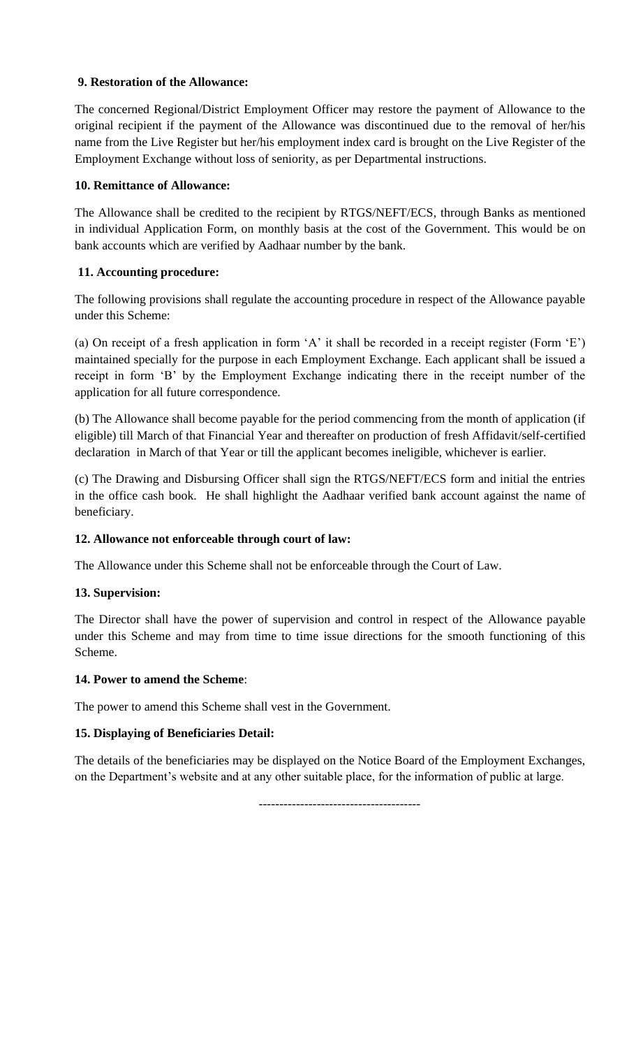**9. Restoration of the Allowance:**

The concerned Regional/District Employment Officer may restore the payment of Allowance to the original recipient if the payment of the Allowance was discontinued due to the removal of her/his name from the Live Register but her/his employment index card is brought on the Live Register of the Employment Exchange without loss of seniority, as per Departmental instructions.

**10. Remittance of Allowance:**

The Allowance shall be credited to the recipient by RTGS/NEFT/ECS, through Banks as mentioned in individual Application Form, on monthly basis at the cost of the Government. This would be on bank accounts which are verified by Aadhaar number by the bank.

**11. Accounting procedure:**

The following provisions shall regulate the accounting procedure in respect of the Allowance payable under this Scheme:

(a) On receipt of a fresh application in form 'A' it shall be recorded in a receipt register (Form 'E') maintained specially for the purpose in each Employment Exchange. Each applicant shall be issued a receipt in form 'B' by the Employment Exchange indicating there in the receipt number of the application for all future correspondence.

(b) The Allowance shall become payable for the period commencing from the month of application (if eligible) till March of that Financial Year and thereafter on production of fresh Affidavit/self-certified declaration in March of that Year or till the applicant becomes ineligible, whichever is earlier.

(c) The Drawing and Disbursing Officer shall sign the RTGS/NEFT/ECS form and initial the entries in the office cash book. He shall highlight the Aadhaar verified bank account against the name of beneficiary.

**12. Allowance not enforceable through court of law:**

The Allowance under this Scheme shall not be enforceable through the Court of Law.

**13. Supervision:**

The Director shall have the power of supervision and control in respect of the Allowance payable under this Scheme and may from time to time issue directions for the smooth functioning of this Scheme.

**14. Power to amend the Scheme**:

The power to amend this Scheme shall vest in the Government.

**15. Displaying of Beneficiaries Detail:**

The details of the beneficiaries may be displayed on the Notice Board of the Employment Exchanges, on the Department's website and at any other suitable place, for the information of public at large.

---------------------------------------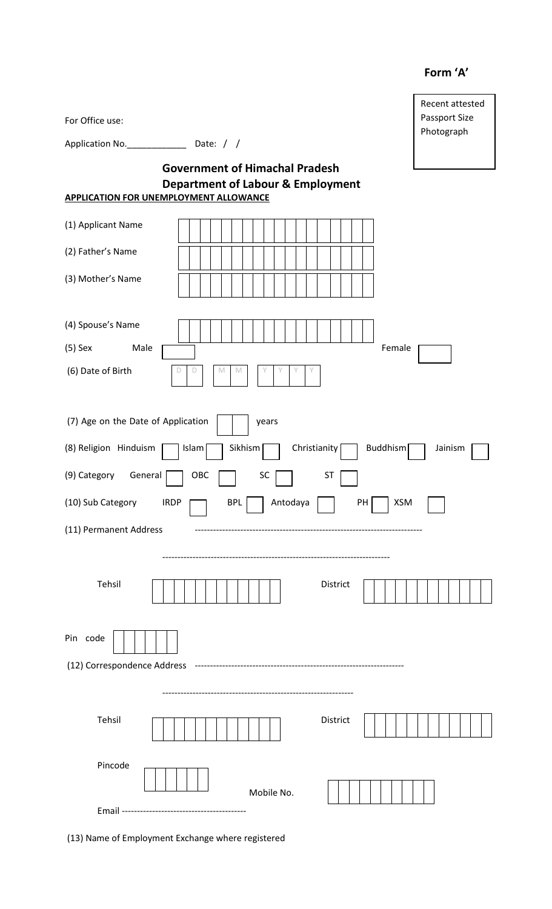**Form 'A'**

Recent attested Passport Size Photograph

For Office use:

Application No.____________ Date: / /

## Government of Himachal Pradesh
## Department of Labour & Employment

**APPLICATION FOR UNEMPLOYMENT ALLOWANCE**

(1) Applicant Name

(2) Father's Name

(3) Mother's Name

(4) Spouse's Name

(5) Sex Male ☐ Female ☐

(6) Date of Birth D D M M Y Y Y Y

(7) Age on the Date of Application ☐☐ years

(8) Religion Hinduism ☐ Islam ☐ Sikhism ☐ Christianity ☐ Buddhism ☐ Jainism ☐

(9) Category General ☐ OBC ☐ SC ☐ ST ☐

(10) Sub Category IRDP ☐ BPL ☐ Antodaya ☐ PH ☐ XSM ☐

(11) Permanent Address ------------------------------------------------------------------------

---------------------------------------------------------------------------

Tehsil District

Pin code

(12) Correspondence Address ---------------------------------------------------------------------

---------------------------------------------------------------

Tehsil District

Pincode

Mobile No.

Email -----------------------------------------

(13) Name of Employment Exchange where registered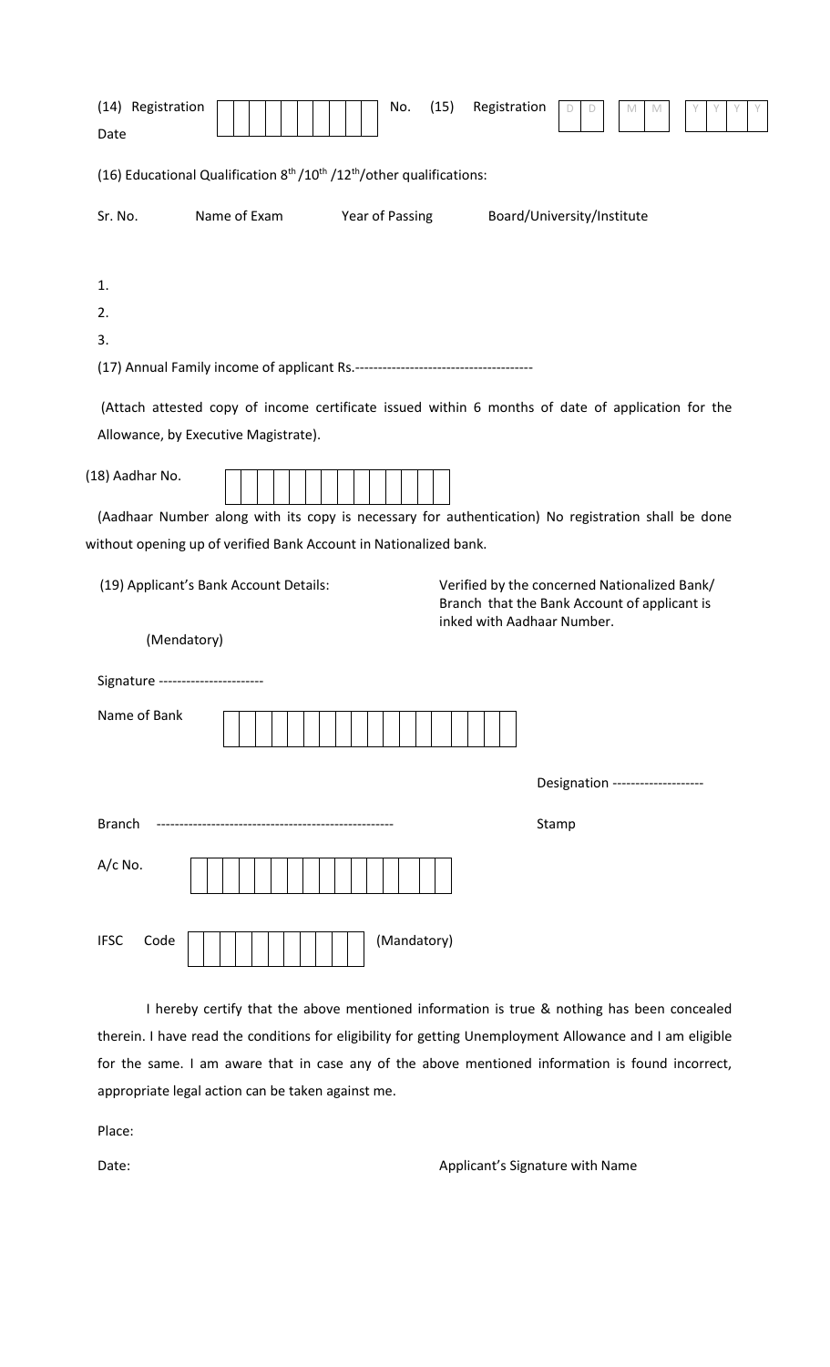(14) Registration No. [ | | | | | | | | | ] (15) Registration Date [D | D] [M | M] [Y | Y | Y | Y]

(16) Educational Qualification 8th /10th /12th/other qualifications:

| Sr. No. | Name of Exam | Year of Passing | Board/University/Institute |
|---|---|---|---|
| 1. | | | |
| 2. | | | |
| 3. | | | |

(17) Annual Family income of applicant Rs.---------------------------------------

(Attach attested copy of income certificate issued within 6 months of date of application for the Allowance, by Executive Magistrate).

(18) Aadhar No. [ | | | | | | | | | | | ]

(Aadhaar Number along with its copy is necessary for authentication) No registration shall be done without opening up of verified Bank Account in Nationalized bank.

(19) Applicant's Bank Account Details:

(Mendatory)

Verified by the concerned Nationalized Bank/ Branch that the Bank Account of applicant is inked with Aadhaar Number.

Signature ----------------------

Name of Bank [ | | | | | | | | | | | | | | | | | | | ]

Designation --------------------

Branch ---------------------------------------------------

Stamp

A/c No. [ | | | | | | | | | | | | | | | ]

IFSC Code [ | | | | | | | | | | ] (Mandatory)

I hereby certify that the above mentioned information is true & nothing has been concealed therein. I have read the conditions for eligibility for getting Unemployment Allowance and I am eligible for the same. I am aware that in case any of the above mentioned information is found incorrect, appropriate legal action can be taken against me.

Place:

Date:

Applicant's Signature with Name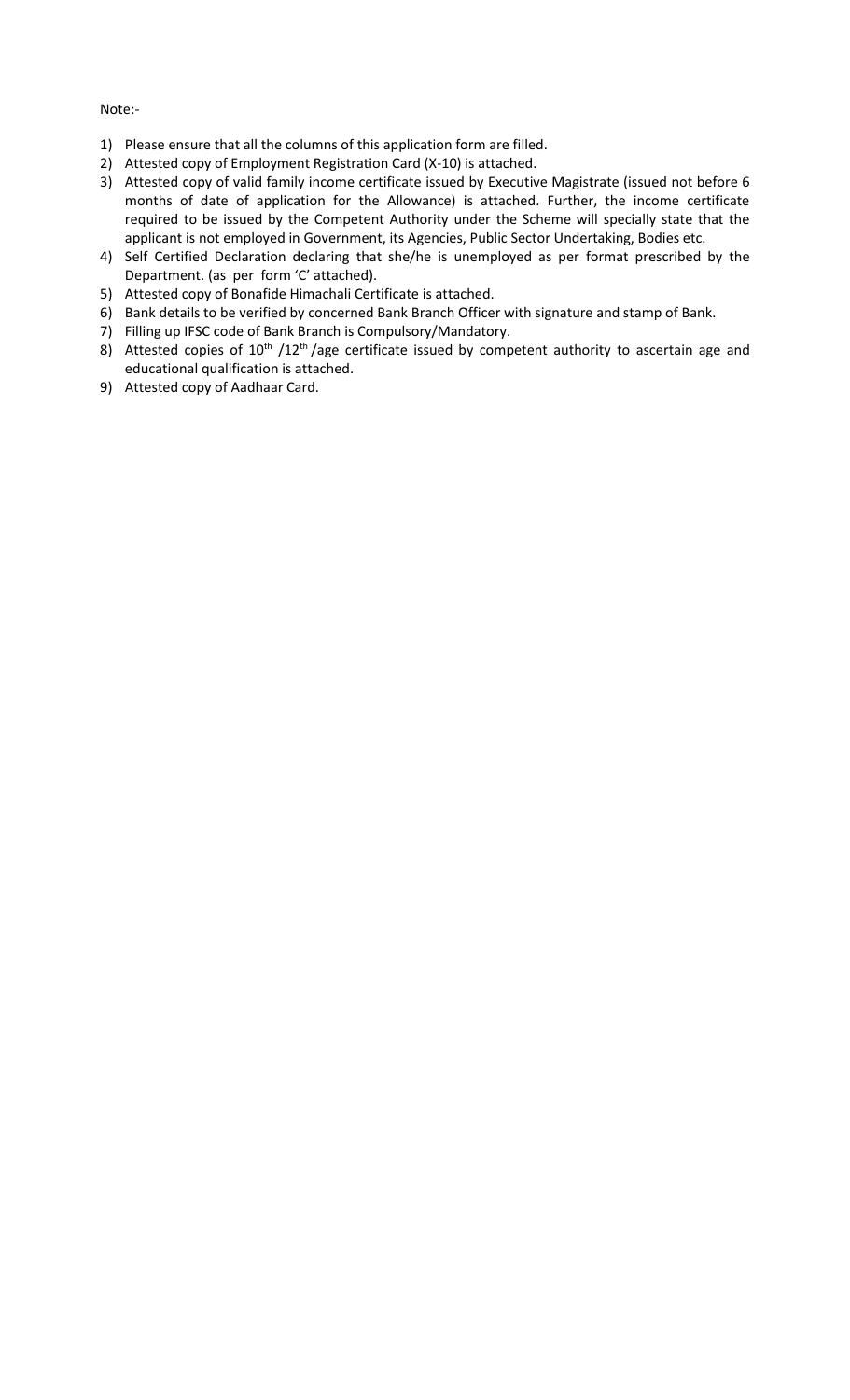Note:-

1) Please ensure that all the columns of this application form are filled.
2) Attested copy of Employment Registration Card (X-10) is attached.
3) Attested copy of valid family income certificate issued by Executive Magistrate (issued not before 6 months of date of application for the Allowance) is attached. Further, the income certificate required to be issued by the Competent Authority under the Scheme will specially state that the applicant is not employed in Government, its Agencies, Public Sector Undertaking, Bodies etc.
4) Self Certified Declaration declaring that she/he is unemployed as per format prescribed by the Department. (as per form 'C' attached).
5) Attested copy of Bonafide Himachali Certificate is attached.
6) Bank details to be verified by concerned Bank Branch Officer with signature and stamp of Bank.
7) Filling up IFSC code of Bank Branch is Compulsory/Mandatory.
8) Attested copies of 10th /12th /age certificate issued by competent authority to ascertain age and educational qualification is attached.
9) Attested copy of Aadhaar Card.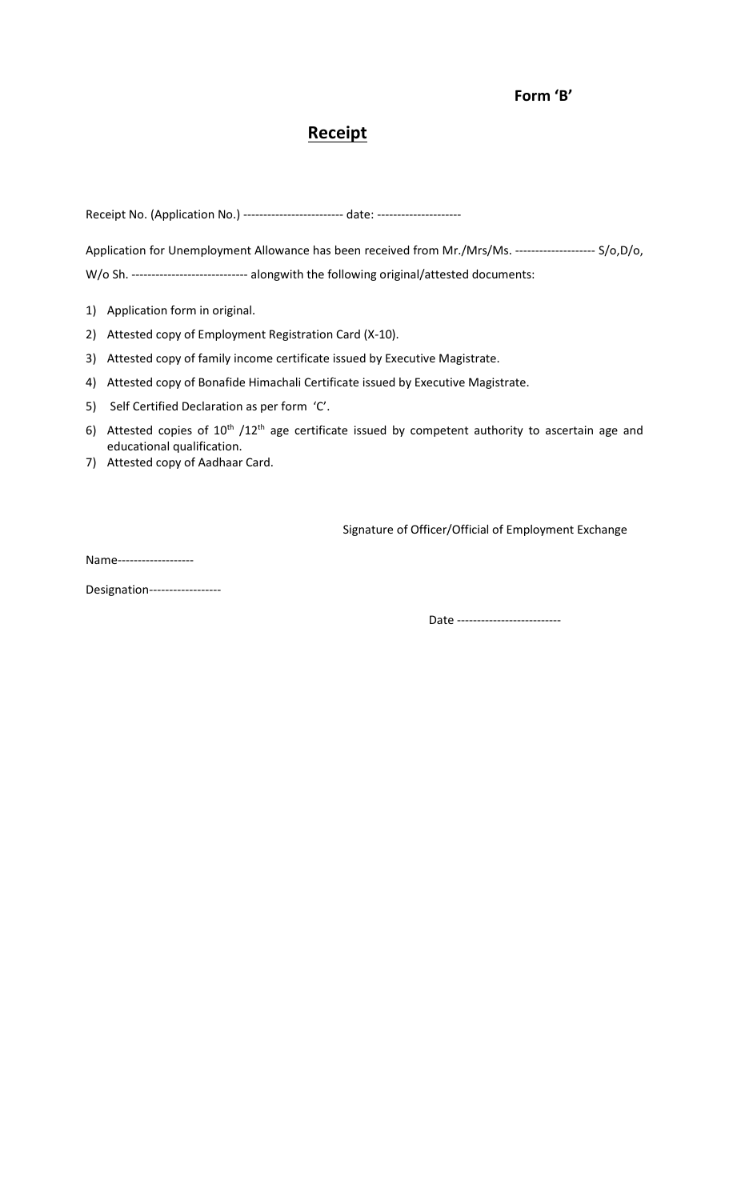**Form 'B'**

## Receipt

Receipt No. (Application No.) ------------------------- date: ---------------------

Application for Unemployment Allowance has been received from Mr./Mrs/Ms. -------------------- S/o,D/o, W/o Sh. ---------------------------- alongwith the following original/attested documents:

1) Application form in original.
2) Attested copy of Employment Registration Card (X-10).
3) Attested copy of family income certificate issued by Executive Magistrate.
4) Attested copy of Bonafide Himachali Certificate issued by Executive Magistrate.
5) Self Certified Declaration as per form 'C'.
6) Attested copies of 10th /12th age certificate issued by competent authority to ascertain age and educational qualification.
7) Attested copy of Aadhaar Card.

Signature of Officer/Official of Employment Exchange

Name-------------------

Designation------------------

Date --------------------------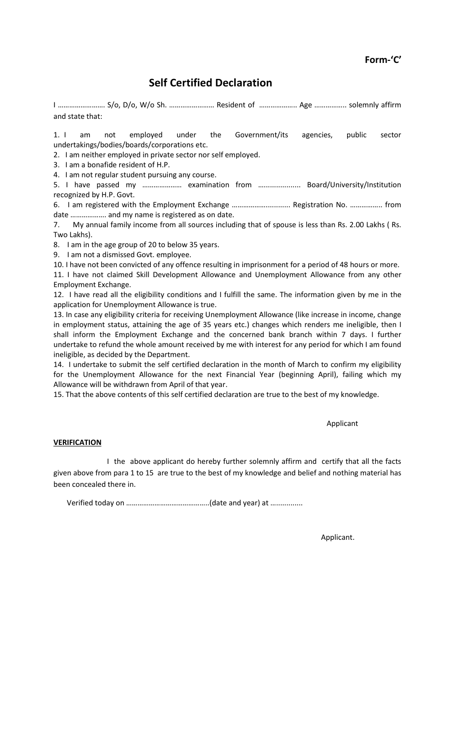**Form-'C'**

## Self Certified Declaration

I ……………………. S/o, D/o, W/o Sh. …………………… Resident of ……………….. Age ……………. solemnly affirm and state that:

1. I am not employed under the Government/its agencies, public sector undertakings/bodies/boards/corporations etc.
2. I am neither employed in private sector nor self employed.
3. I am a bonafide resident of H.P.
4. I am not regular student pursuing any course.
5. I have passed my ………………… examination from ………........... Board/University/Institution recognized by H.P. Govt.
6. I am registered with the Employment Exchange …………………........... Registration No. …………….. from date ………………. and my name is registered as on date.
7. My annual family income from all sources including that of spouse is less than Rs. 2.00 Lakhs ( Rs. Two Lakhs).
8. I am in the age group of 20 to below 35 years.
9. I am not a dismissed Govt. employee.
10. I have not been convicted of any offence resulting in imprisonment for a period of 48 hours or more.
11. I have not claimed Skill Development Allowance and Unemployment Allowance from any other Employment Exchange.
12. I have read all the eligibility conditions and I fulfill the same. The information given by me in the application for Unemployment Allowance is true.
13. In case any eligibility criteria for receiving Unemployment Allowance (like increase in income, change in employment status, attaining the age of 35 years etc.) changes which renders me ineligible, then I shall inform the Employment Exchange and the concerned bank branch within 7 days. I further undertake to refund the whole amount received by me with interest for any period for which I am found ineligible, as decided by the Department.
14. I undertake to submit the self certified declaration in the month of March to confirm my eligibility for the Unemployment Allowance for the next Financial Year (beginning April), failing which my Allowance will be withdrawn from April of that year.
15. That the above contents of this self certified declaration are true to the best of my knowledge.

Applicant

**VERIFICATION**

I the above applicant do hereby further solemnly affirm and certify that all the facts given above from para 1 to 15 are true to the best of my knowledge and belief and nothing material has been concealed there in.

Verified today on ……………………………………..(date and year) at ...............

Applicant.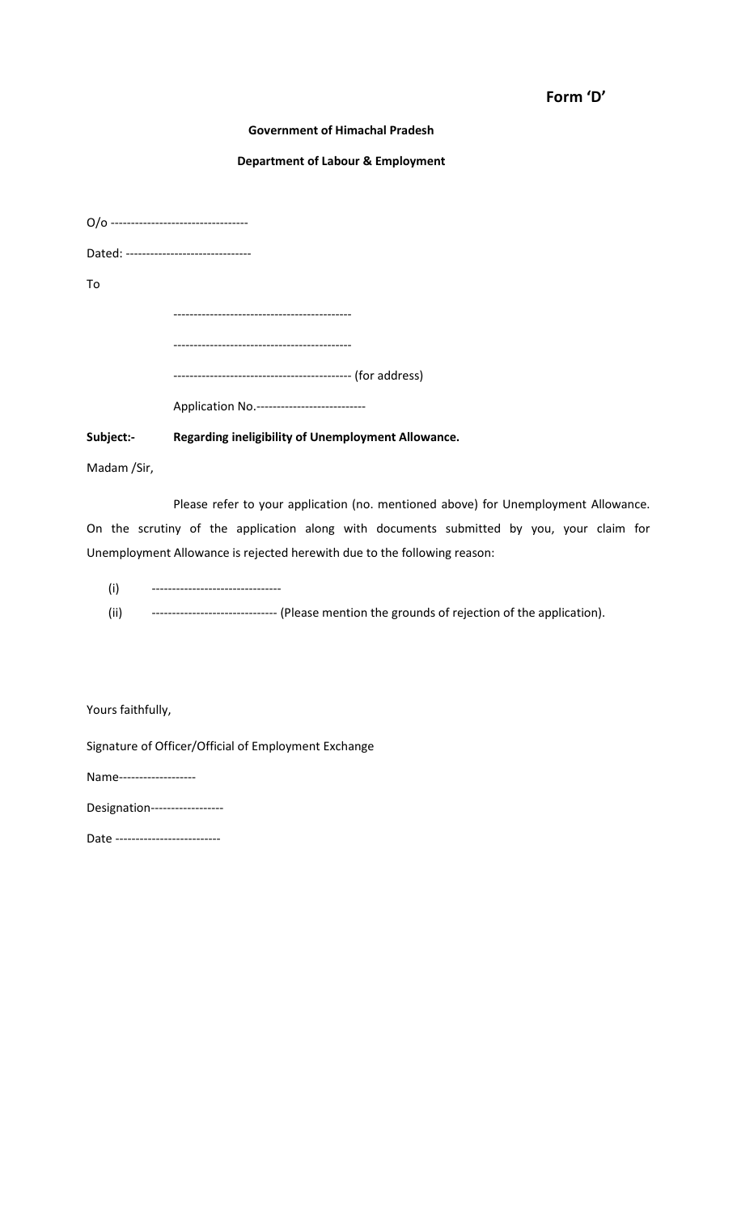**Form 'D'**

**Government of Himachal Pradesh**

**Department of Labour & Employment**

O/o ----------------------------------

Dated: -------------------------------

To

--------------------------------------------

--------------------------------------------

-------------------------------------------- (for address)

Application No.---------------------------

**Subject:- Regarding ineligibility of Unemployment Allowance.**

Madam /Sir,

Please refer to your application (no. mentioned above) for Unemployment Allowance. On the scrutiny of the application along with documents submitted by you, your claim for Unemployment Allowance is rejected herewith due to the following reason:

(i) --------------------------------

(ii) ------------------------------- (Please mention the grounds of rejection of the application).

Yours faithfully,

Signature of Officer/Official of Employment Exchange

Name-------------------

Designation------------------

Date --------------------------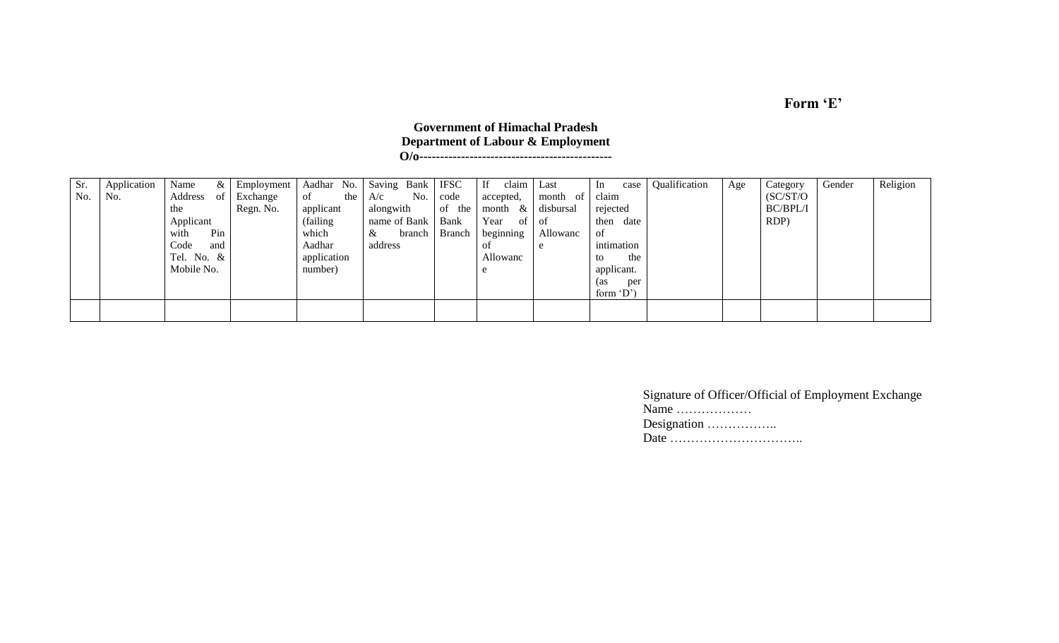**Form 'E'**

**Government of Himachal Pradesh**
**Department of Labour & Employment**
**O/o----------------------------------------------**

| Sr. No. | Application No. | Name & Address of the Applicant with Pin Code and Tel. No. & Mobile No. | Employment Exchange Regn. No. | Aadhar No. of the applicant (failing which Aadhar application number) | Saving Bank A/c No. alongwith name of Bank & branch address | IFSC code of the Bank Branch | If claim accepted, month & Year of beginning of Allowance | Last month of disbursal of Allowance | In case claim rejected then date of intimation to the applicant. (as per form 'D') | Qualification | Age | Category (SC/ST/OBC/BPL/IRDP) | Gender | Religion |
|---|---|---|---|---|---|---|---|---|---|---|---|---|---|---|
| | | | | | | | | | | | | | | |

Signature of Officer/Official of Employment Exchange
Name ………………
Designation ……………..
Date …………………………..